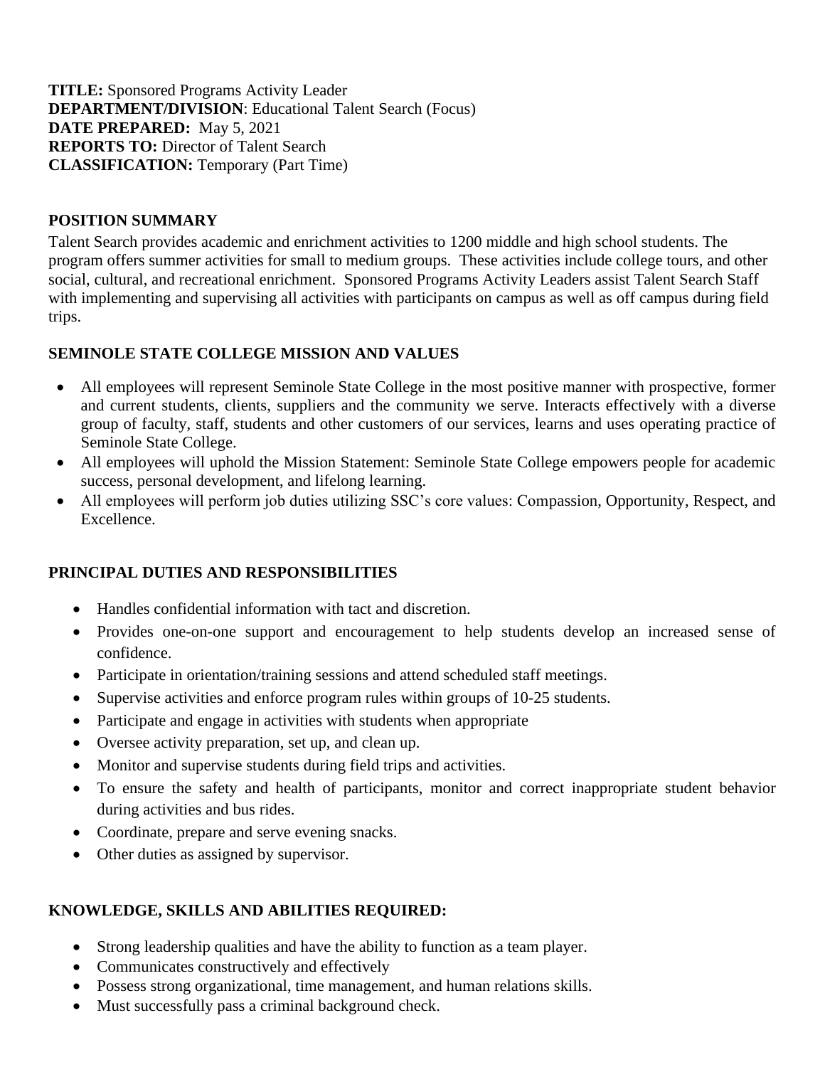**TITLE:** Sponsored Programs Activity Leader
**DEPARTMENT/DIVISION**: Educational Talent Search (Focus)
**DATE PREPARED:** May 5, 2021
**REPORTS TO:** Director of Talent Search
**CLASSIFICATION:** Temporary (Part Time)

## POSITION SUMMARY

Talent Search provides academic and enrichment activities to 1200 middle and high school students. The program offers summer activities for small to medium groups. These activities include college tours, and other social, cultural, and recreational enrichment. Sponsored Programs Activity Leaders assist Talent Search Staff with implementing and supervising all activities with participants on campus as well as off campus during field trips.

## SEMINOLE STATE COLLEGE MISSION AND VALUES

- All employees will represent Seminole State College in the most positive manner with prospective, former and current students, clients, suppliers and the community we serve. Interacts effectively with a diverse group of faculty, staff, students and other customers of our services, learns and uses operating practice of Seminole State College.
- All employees will uphold the Mission Statement: Seminole State College empowers people for academic success, personal development, and lifelong learning.
- All employees will perform job duties utilizing SSC's core values: Compassion, Opportunity, Respect, and Excellence.

## PRINCIPAL DUTIES AND RESPONSIBILITIES

- Handles confidential information with tact and discretion.
- Provides one-on-one support and encouragement to help students develop an increased sense of confidence.
- Participate in orientation/training sessions and attend scheduled staff meetings.
- Supervise activities and enforce program rules within groups of 10-25 students.
- Participate and engage in activities with students when appropriate
- Oversee activity preparation, set up, and clean up.
- Monitor and supervise students during field trips and activities.
- To ensure the safety and health of participants, monitor and correct inappropriate student behavior during activities and bus rides.
- Coordinate, prepare and serve evening snacks.
- Other duties as assigned by supervisor.

## KNOWLEDGE, SKILLS AND ABILITIES REQUIRED:

- Strong leadership qualities and have the ability to function as a team player.
- Communicates constructively and effectively
- Possess strong organizational, time management, and human relations skills.
- Must successfully pass a criminal background check.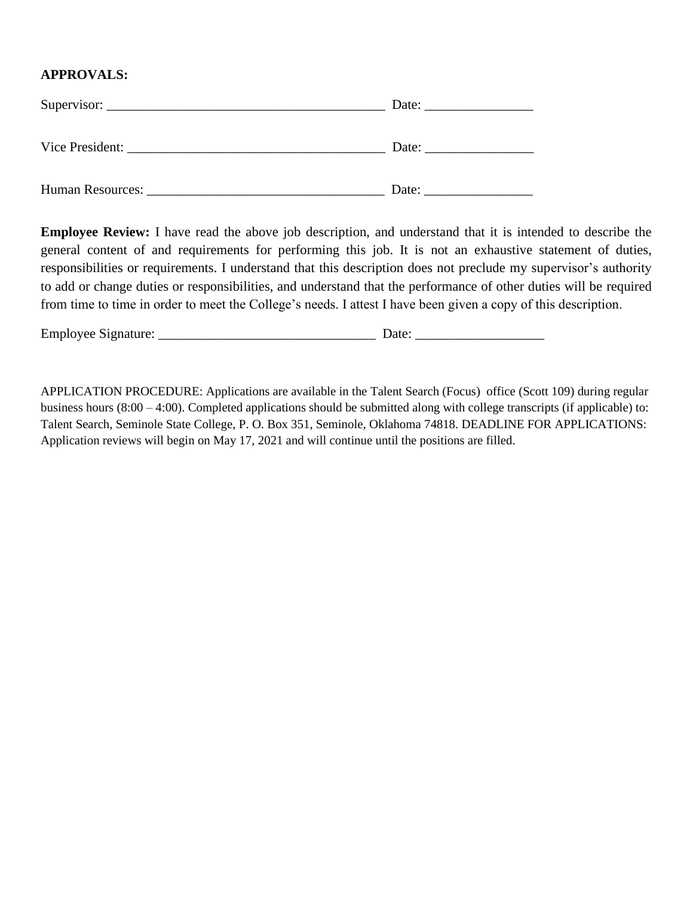**APPROVALS:**

Supervisor: ________________________________________ Date: ________________

Vice President: _____________________________________ Date: ________________

Human Resources: ___________________________________ Date: ________________

**Employee Review:** I have read the above job description, and understand that it is intended to describe the general content of and requirements for performing this job. It is not an exhaustive statement of duties, responsibilities or requirements. I understand that this description does not preclude my supervisor's authority to add or change duties or responsibilities, and understand that the performance of other duties will be required from time to time in order to meet the College's needs. I attest I have been given a copy of this description.

Employee Signature: ________________________________ Date: ___________________

APPLICATION PROCEDURE: Applications are available in the Talent Search (Focus) office (Scott 109) during regular business hours (8:00 – 4:00). Completed applications should be submitted along with college transcripts (if applicable) to: Talent Search, Seminole State College, P. O. Box 351, Seminole, Oklahoma 74818. DEADLINE FOR APPLICATIONS: Application reviews will begin on May 17, 2021 and will continue until the positions are filled.